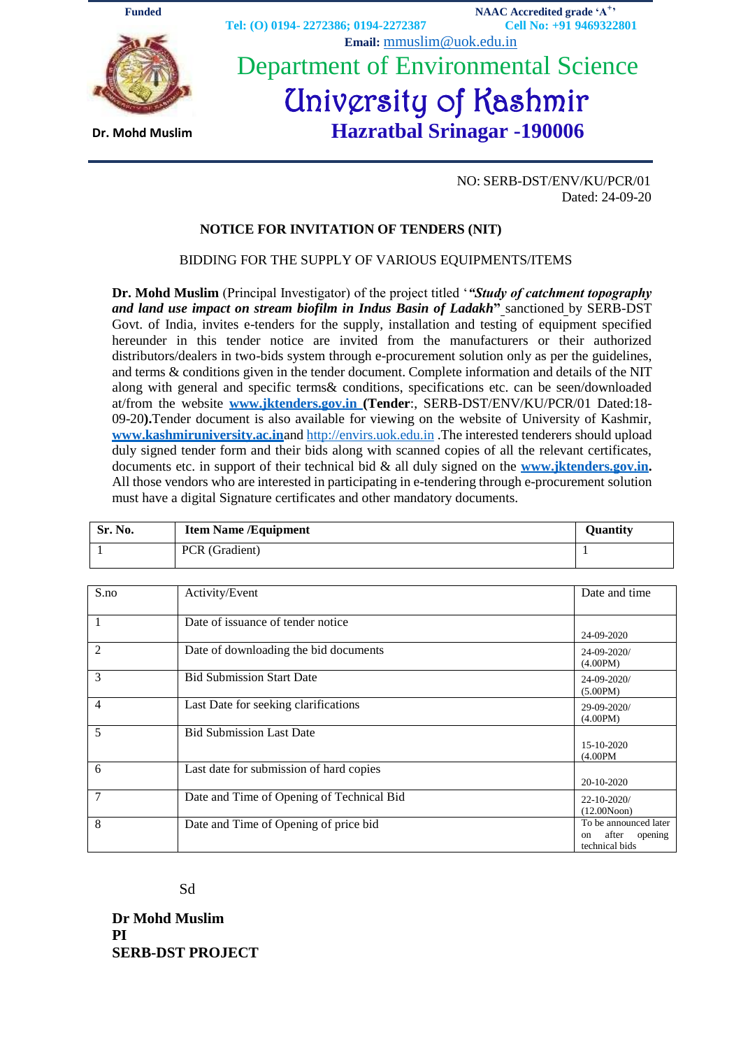**Funded**

**NAAC Accredited grade 'A[+]'**

**Tel: (O) 0194- 2272386; 0194-2272387** **Cell No: +91 9469322801**

**Email:** mmuslim@uok.edu.in

# Department of Environmental Science

# University of Kashmir

## Hazratbal Srinagar -190006

**Dr. Mohd Muslim**

NO: SERB-DST/ENV/KU/PCR/01
Dated: 24-09-20

**NOTICE FOR INVITATION OF TENDERS (NIT)**

BIDDING FOR THE SUPPLY OF VARIOUS EQUIPMENTS/ITEMS

**Dr. Mohd Muslim** (Principal Investigator) of the project titled '***"Study of catchment topography and land use impact on stream biofilm in Indus Basin of Ladakh"*** sanctioned by SERB-DST Govt. of India, invites e-tenders for the supply, installation and testing of equipment specified hereunder in this tender notice are invited from the manufacturers or their authorized distributors/dealers in two-bids system through e-procurement solution only as per the guidelines, and terms & conditions given in the tender document. Complete information and details of the NIT along with general and specific terms& conditions, specifications etc. can be seen/downloaded at/from the website **www.jktenders.gov.in** **(Tender**:, SERB-DST/ENV/KU/PCR/01 Dated:18-09-20**)**.Tender document is also available for viewing on the website of University of Kashmir, **www.kashmiruniversity.ac.in**and http://envirs.uok.edu.in .The interested tenderers should upload duly signed tender form and their bids along with scanned copies of all the relevant certificates, documents etc. in support of their technical bid & all duly signed on the **www.jktenders.gov.in.** All those vendors who are interested in participating in e-tendering through e-procurement solution must have a digital Signature certificates and other mandatory documents.

| **Sr. No.** | **Item Name /Equipment** | **Quantity** |
|---|---|---|
| 1 | PCR (Gradient) | 1 |

| S.no | Activity/Event | Date and time |
|---|---|---|
| 1 | Date of issuance of tender notice | 24-09-2020 |
| 2 | Date of downloading the bid documents | 24-09-2020/ (4.00PM) |
| 3 | Bid Submission Start Date | 24-09-2020/ (5.00PM) |
| 4 | Last Date for seeking clarifications | 29-09-2020/ (4.00PM) |
| 5 | Bid Submission Last Date | 15-10-2020 (4.00PM |
| 6 | Last date for submission of hard copies | 20-10-2020 |
| 7 | Date and Time of Opening of Technical Bid | 22-10-2020/ (12.00Noon) |
| 8 | Date and Time of Opening of price bid | To be announced later on after opening technical bids |

Sd

**Dr Mohd Muslim**
**PI**
**SERB-DST PROJECT**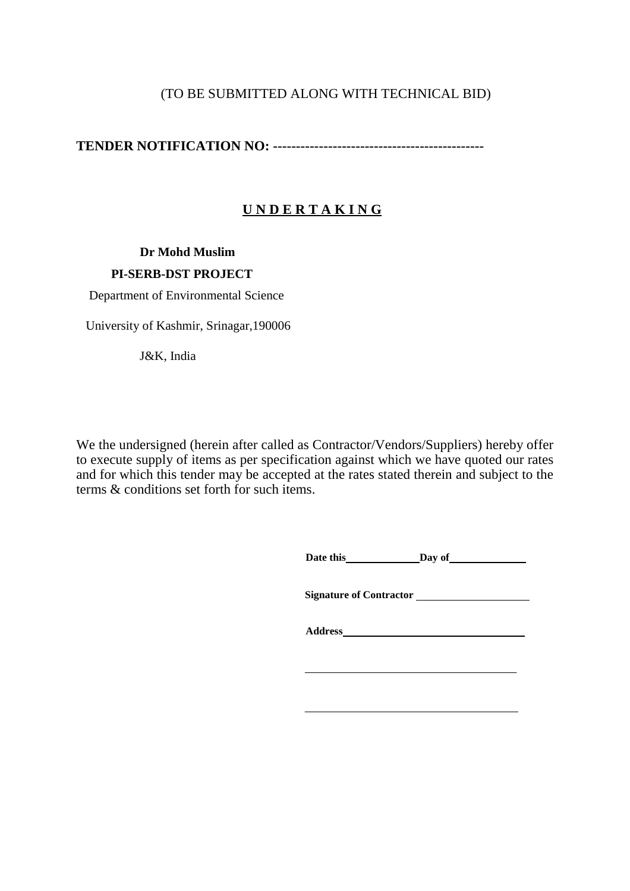(TO BE SUBMITTED ALONG WITH TECHNICAL BID)

**TENDER NOTIFICATION NO: ---------------------------------------------**

## U N D E R T A K I N G

**Dr Mohd Muslim**

**PI-SERB-DST PROJECT**

Department of Environmental Science

University of Kashmir, Srinagar,190006

J&K, India

We the undersigned (herein after called as Contractor/Vendors/Suppliers) hereby offer to execute supply of items as per specification against which we have quoted our rates and for which this tender may be accepted at the rates stated therein and subject to the terms & conditions set forth for such items.

**Date this**\_\_\_\_\_\_\_\_\_\_\_\_\_\_**Day of**\_\_\_\_\_\_\_\_\_\_\_\_\_\_

**Signature of Contractor** \_\_\_\_\_\_\_\_\_\_\_\_\_\_\_\_\_\_\_\_\_\_

**Address**\_\_\_\_\_\_\_\_\_\_\_\_\_\_\_\_\_\_\_\_\_\_\_\_\_\_\_\_\_\_\_\_\_\_\_\_

\_\_\_\_\_\_\_\_\_\_\_\_\_\_\_\_\_\_\_\_\_\_\_\_\_\_\_\_\_\_\_\_\_\_\_\_\_\_\_\_\_\_

\_\_\_\_\_\_\_\_\_\_\_\_\_\_\_\_\_\_\_\_\_\_\_\_\_\_\_\_\_\_\_\_\_\_\_\_\_\_\_\_\_\_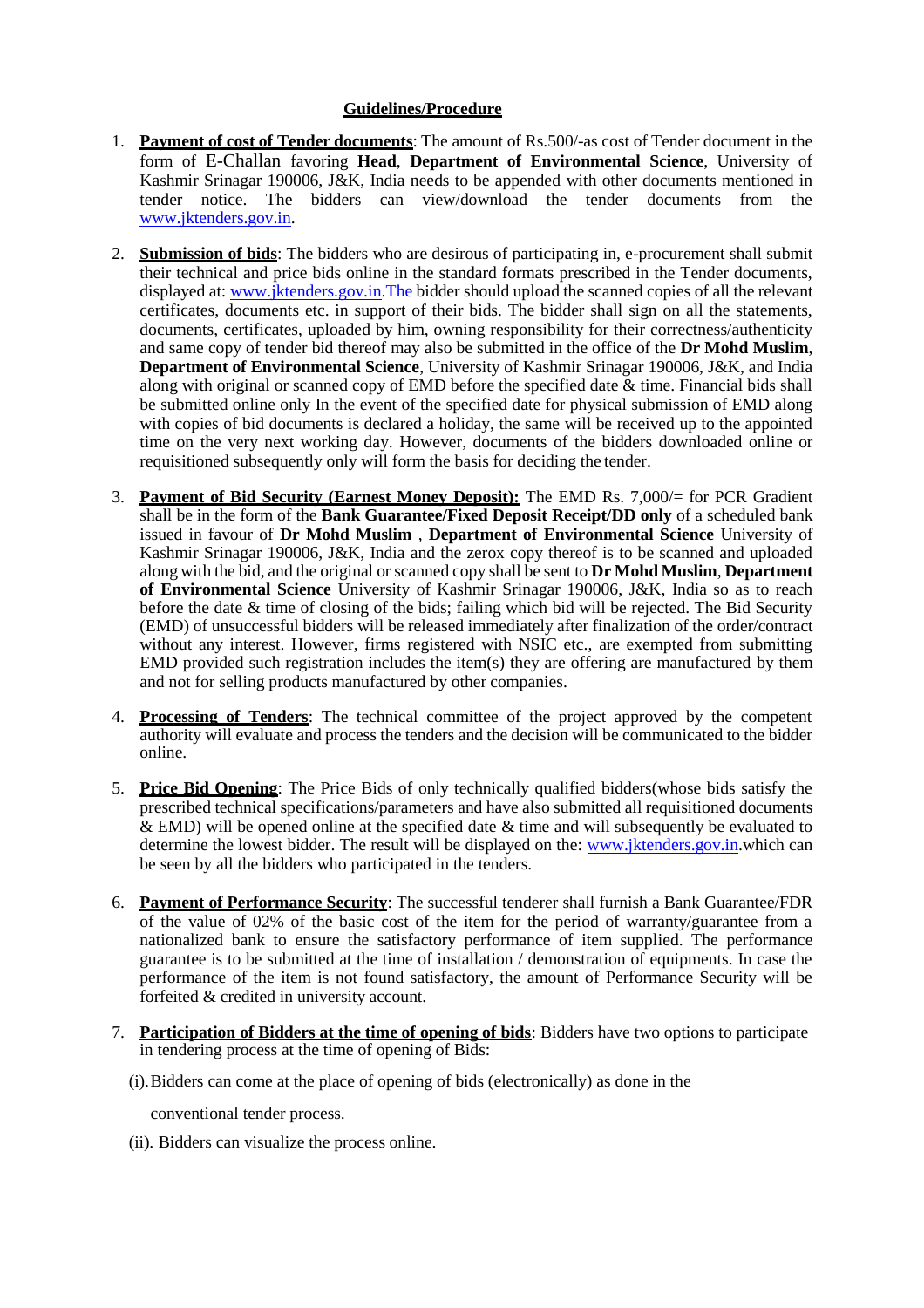## Guidelines/Procedure

1. **Payment of cost of Tender documents**: The amount of Rs.500/-as cost of Tender document in the form of E-Challan favoring **Head**, **Department of Environmental Science**, University of Kashmir Srinagar 190006, J&K, India needs to be appended with other documents mentioned in tender notice. The bidders can view/download the tender documents from the www.jktenders.gov.in.

2. **Submission of bids**: The bidders who are desirous of participating in, e-procurement shall submit their technical and price bids online in the standard formats prescribed in the Tender documents, displayed at: www.jktenders.gov.in.The bidder should upload the scanned copies of all the relevant certificates, documents etc. in support of their bids. The bidder shall sign on all the statements, documents, certificates, uploaded by him, owning responsibility for their correctness/authenticity and same copy of tender bid thereof may also be submitted in the office of the **Dr Mohd Muslim**, **Department of Environmental Science**, University of Kashmir Srinagar 190006, J&K, and India along with original or scanned copy of EMD before the specified date & time. Financial bids shall be submitted online only In the event of the specified date for physical submission of EMD along with copies of bid documents is declared a holiday, the same will be received up to the appointed time on the very next working day. However, documents of the bidders downloaded online or requisitioned subsequently only will form the basis for deciding the tender.

3. **Payment of Bid Security (Earnest Money Deposit):** The EMD Rs. 7,000/= for PCR Gradient shall be in the form of the **Bank Guarantee/Fixed Deposit Receipt/DD only** of a scheduled bank issued in favour of **Dr Mohd Muslim** , **Department of Environmental Science** University of Kashmir Srinagar 190006, J&K, India and the zerox copy thereof is to be scanned and uploaded along with the bid, and the original or scanned copy shall be sent to **Dr Mohd Muslim**, **Department of Environmental Science** University of Kashmir Srinagar 190006, J&K, India so as to reach before the date & time of closing of the bids; failing which bid will be rejected. The Bid Security (EMD) of unsuccessful bidders will be released immediately after finalization of the order/contract without any interest. However, firms registered with NSIC etc., are exempted from submitting EMD provided such registration includes the item(s) they are offering are manufactured by them and not for selling products manufactured by other companies.

4. **Processing of Tenders**: The technical committee of the project approved by the competent authority will evaluate and process the tenders and the decision will be communicated to the bidder online.

5. **Price Bid Opening**: The Price Bids of only technically qualified bidders(whose bids satisfy the prescribed technical specifications/parameters and have also submitted all requisitioned documents & EMD) will be opened online at the specified date & time and will subsequently be evaluated to determine the lowest bidder. The result will be displayed on the: www.jktenders.gov.in.which can be seen by all the bidders who participated in the tenders.

6. **Payment of Performance Security**: The successful tenderer shall furnish a Bank Guarantee/FDR of the value of 02% of the basic cost of the item for the period of warranty/guarantee from a nationalized bank to ensure the satisfactory performance of item supplied. The performance guarantee is to be submitted at the time of installation / demonstration of equipments. In case the performance of the item is not found satisfactory, the amount of Performance Security will be forfeited & credited in university account.

7. **Participation of Bidders at the time of opening of bids**: Bidders have two options to participate in tendering process at the time of opening of Bids:

   (i). Bidders can come at the place of opening of bids (electronically) as done in the conventional tender process.

   (ii). Bidders can visualize the process online.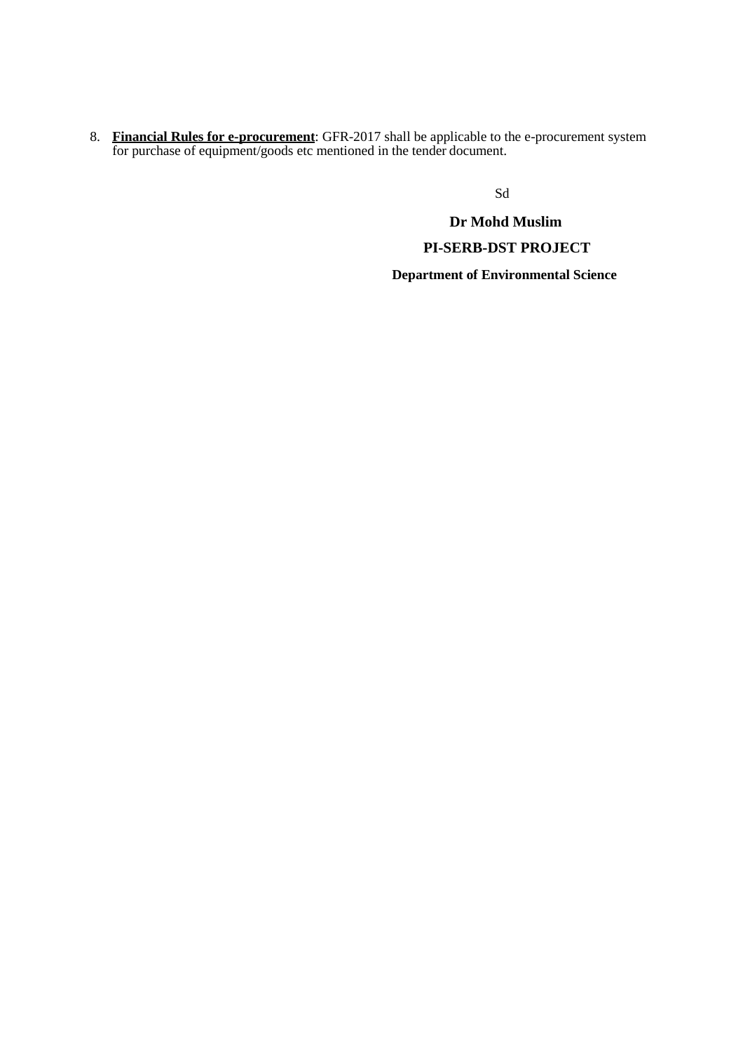8. **Financial Rules for e-procurement**: GFR-2017 shall be applicable to the e-procurement system for purchase of equipment/goods etc mentioned in the tender document.

Sd

**Dr Mohd Muslim**

**PI-SERB-DST PROJECT**

**Department of Environmental Science**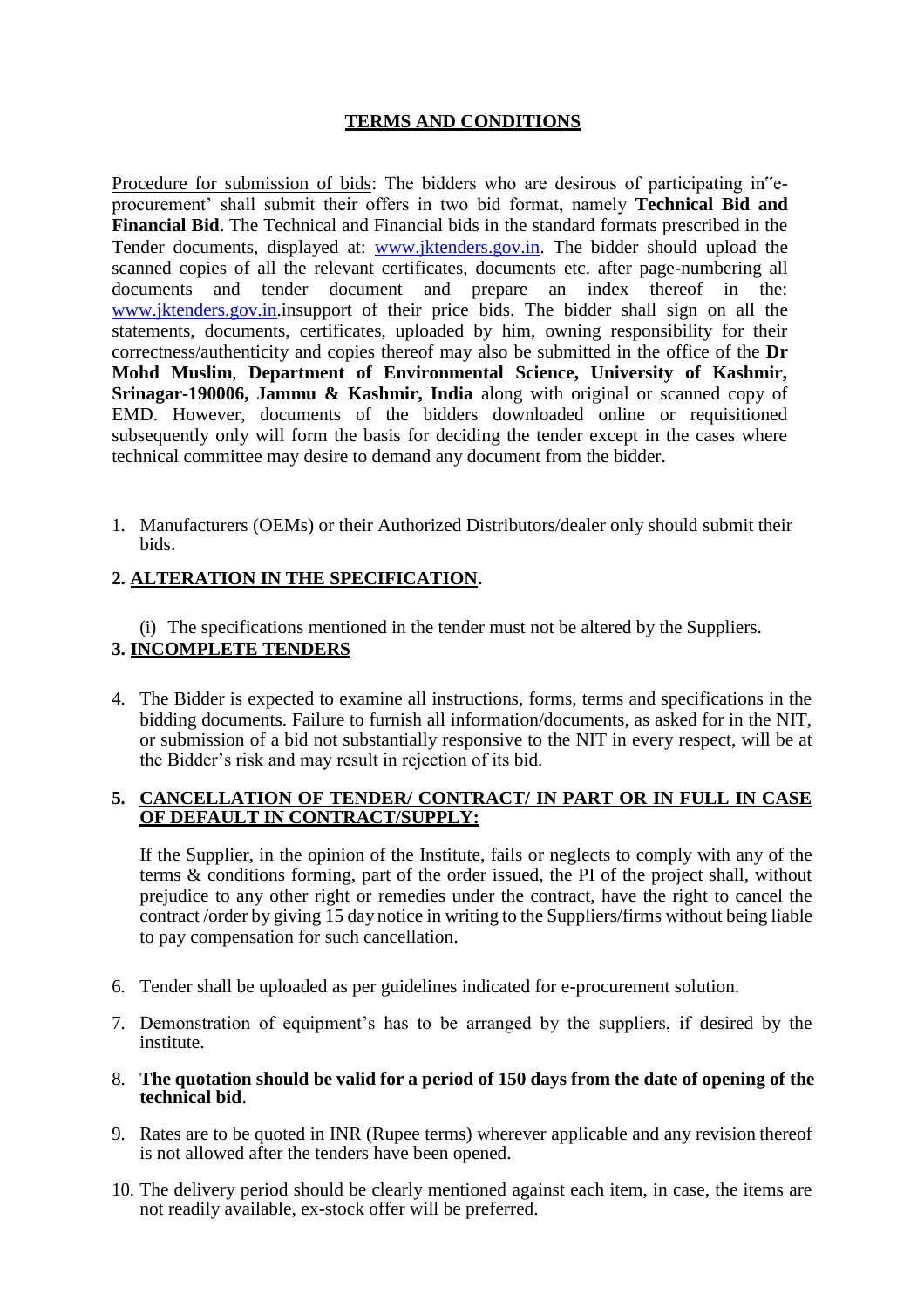## TERMS AND CONDITIONS

Procedure for submission of bids: The bidders who are desirous of participating in"e-procurement' shall submit their offers in two bid format, namely **Technical Bid and Financial Bid**. The Technical and Financial bids in the standard formats prescribed in the Tender documents, displayed at: www.jktenders.gov.in. The bidder should upload the scanned copies of all the relevant certificates, documents etc. after page-numbering all documents and tender document and prepare an index thereof in the: www.jktenders.gov.in.insupport of their price bids. The bidder shall sign on all the statements, documents, certificates, uploaded by him, owning responsibility for their correctness/authenticity and copies thereof may also be submitted in the office of the **Dr Mohd Muslim**, **Department of Environmental Science, University of Kashmir, Srinagar-190006, Jammu & Kashmir, India** along with original or scanned copy of EMD. However, documents of the bidders downloaded online or requisitioned subsequently only will form the basis for deciding the tender except in the cases where technical committee may desire to demand any document from the bidder.

1. Manufacturers (OEMs) or their Authorized Distributors/dealer only should submit their bids.

**2. ALTERATION IN THE SPECIFICATION.**

(i) The specifications mentioned in the tender must not be altered by the Suppliers.

**3. INCOMPLETE TENDERS**

4. The Bidder is expected to examine all instructions, forms, terms and specifications in the bidding documents. Failure to furnish all information/documents, as asked for in the NIT, or submission of a bid not substantially responsive to the NIT in every respect, will be at the Bidder's risk and may result in rejection of its bid.

**5. CANCELLATION OF TENDER/ CONTRACT/ IN PART OR IN FULL IN CASE OF DEFAULT IN CONTRACT/SUPPLY:**

If the Supplier, in the opinion of the Institute, fails or neglects to comply with any of the terms & conditions forming, part of the order issued, the PI of the project shall, without prejudice to any other right or remedies under the contract, have the right to cancel the contract /order by giving 15 day notice in writing to the Suppliers/firms without being liable to pay compensation for such cancellation.

6. Tender shall be uploaded as per guidelines indicated for e-procurement solution.
7. Demonstration of equipment's has to be arranged by the suppliers, if desired by the institute.
8. **The quotation should be valid for a period of 150 days from the date of opening of the technical bid**.
9. Rates are to be quoted in INR (Rupee terms) wherever applicable and any revision thereof is not allowed after the tenders have been opened.
10. The delivery period should be clearly mentioned against each item, in case, the items are not readily available, ex-stock offer will be preferred.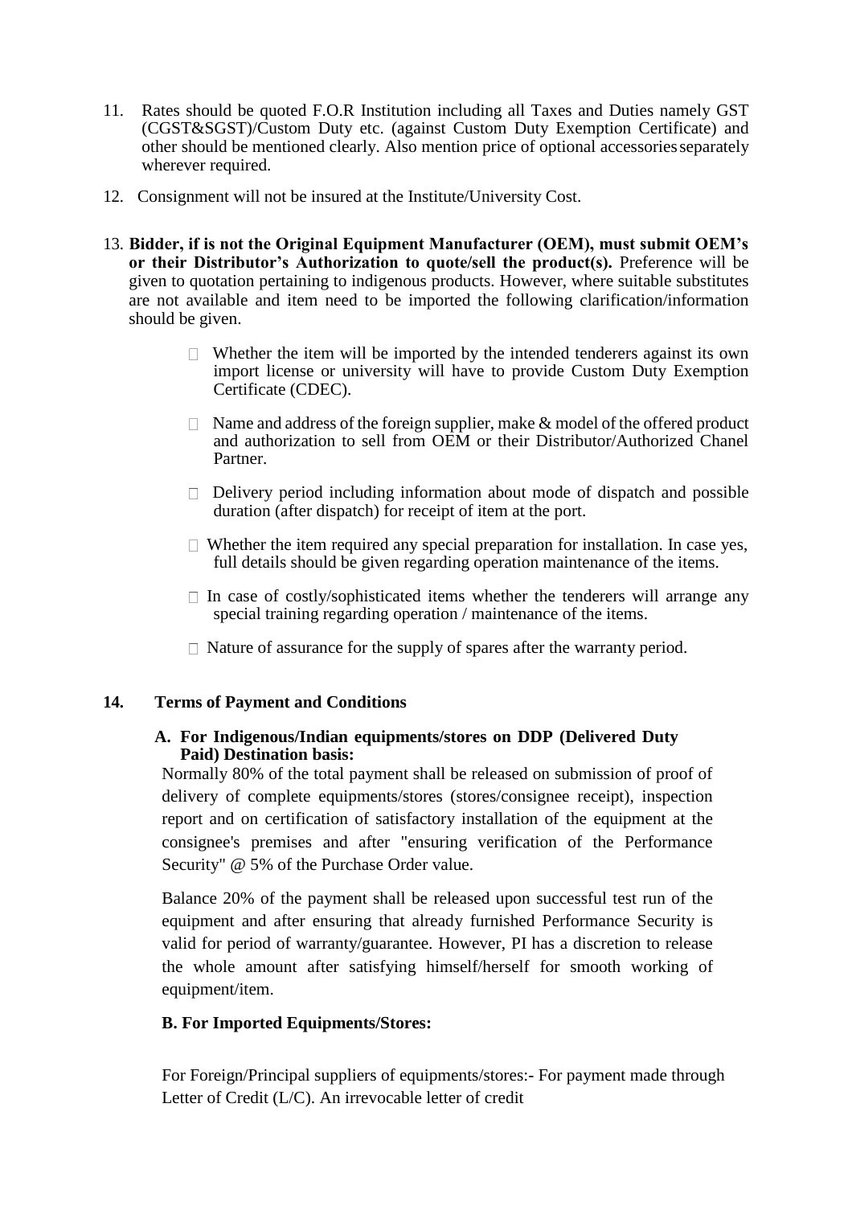11. Rates should be quoted F.O.R Institution including all Taxes and Duties namely GST (CGST&SGST)/Custom Duty etc. (against Custom Duty Exemption Certificate) and other should be mentioned clearly. Also mention price of optional accessories separately wherever required.

12. Consignment will not be insured at the Institute/University Cost.

13. **Bidder, if is not the Original Equipment Manufacturer (OEM), must submit OEM's or their Distributor's Authorization to quote/sell the product(s).** Preference will be given to quotation pertaining to indigenous products. However, where suitable substitutes are not available and item need to be imported the following clarification/information should be given.

    - Whether the item will be imported by the intended tenderers against its own import license or university will have to provide Custom Duty Exemption Certificate (CDEC).
    - Name and address of the foreign supplier, make & model of the offered product and authorization to sell from OEM or their Distributor/Authorized Chanel Partner.
    - Delivery period including information about mode of dispatch and possible duration (after dispatch) for receipt of item at the port.
    - Whether the item required any special preparation for installation. In case yes, full details should be given regarding operation maintenance of the items.
    - In case of costly/sophisticated items whether the tenderers will arrange any special training regarding operation / maintenance of the items.
    - Nature of assurance for the supply of spares after the warranty period.

**14. Terms of Payment and Conditions**

**A. For Indigenous/Indian equipments/stores on DDP (Delivered Duty Paid) Destination basis:**

Normally 80% of the total payment shall be released on submission of proof of delivery of complete equipments/stores (stores/consignee receipt), inspection report and on certification of satisfactory installation of the equipment at the consignee's premises and after "ensuring verification of the Performance Security" @ 5% of the Purchase Order value.

Balance 20% of the payment shall be released upon successful test run of the equipment and after ensuring that already furnished Performance Security is valid for period of warranty/guarantee. However, PI has a discretion to release the whole amount after satisfying himself/herself for smooth working of equipment/item.

**B. For Imported Equipments/Stores:**

For Foreign/Principal suppliers of equipments/stores:- For payment made through Letter of Credit (L/C). An irrevocable letter of credit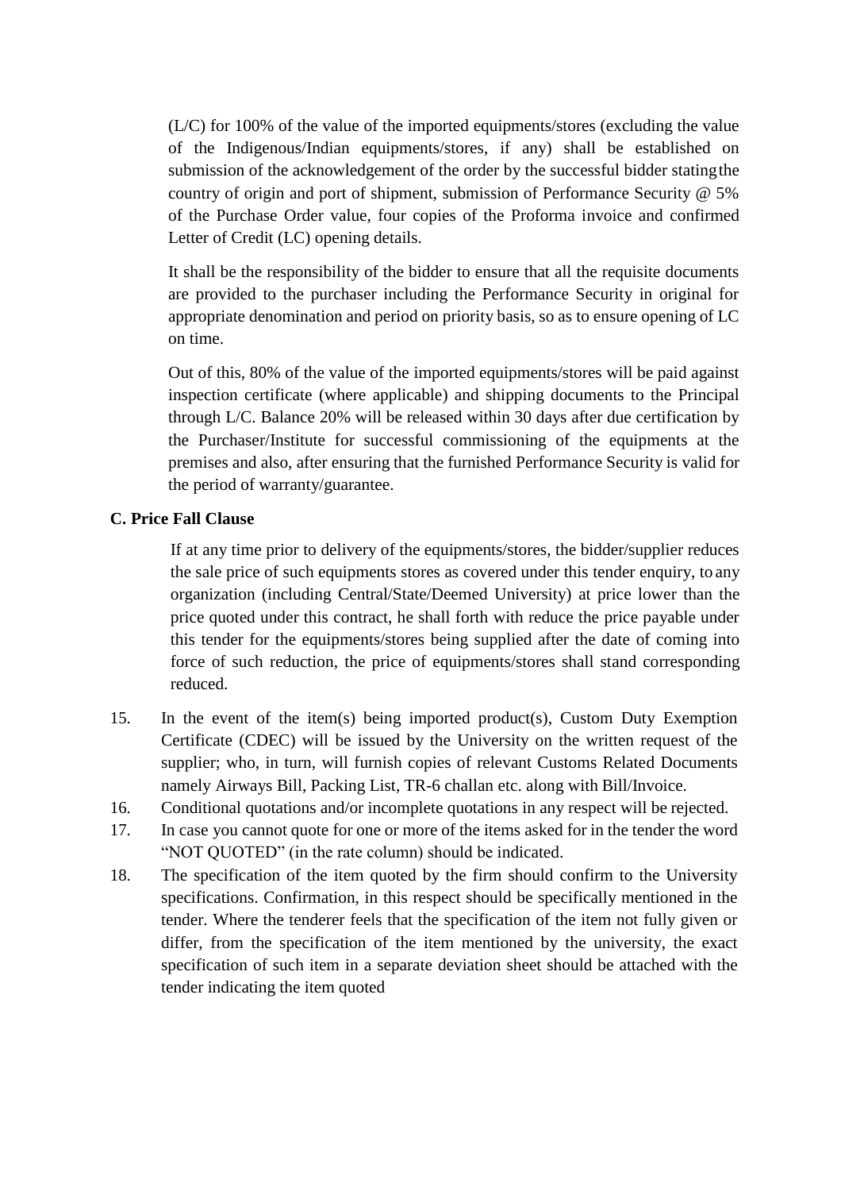(L/C) for 100% of the value of the imported equipments/stores (excluding the value of the Indigenous/Indian equipments/stores, if any) shall be established on submission of the acknowledgement of the order by the successful bidder stating the country of origin and port of shipment, submission of Performance Security @ 5% of the Purchase Order value, four copies of the Proforma invoice and confirmed Letter of Credit (LC) opening details.

It shall be the responsibility of the bidder to ensure that all the requisite documents are provided to the purchaser including the Performance Security in original for appropriate denomination and period on priority basis, so as to ensure opening of LC on time.

Out of this, 80% of the value of the imported equipments/stores will be paid against inspection certificate (where applicable) and shipping documents to the Principal through L/C. Balance 20% will be released within 30 days after due certification by the Purchaser/Institute for successful commissioning of the equipments at the premises and also, after ensuring that the furnished Performance Security is valid for the period of warranty/guarantee.

**C. Price Fall Clause**

If at any time prior to delivery of the equipments/stores, the bidder/supplier reduces the sale price of such equipments stores as covered under this tender enquiry, to any organization (including Central/State/Deemed University) at price lower than the price quoted under this contract, he shall forth with reduce the price payable under this tender for the equipments/stores being supplied after the date of coming into force of such reduction, the price of equipments/stores shall stand corresponding reduced.

15. In the event of the item(s) being imported product(s), Custom Duty Exemption Certificate (CDEC) will be issued by the University on the written request of the supplier; who, in turn, will furnish copies of relevant Customs Related Documents namely Airways Bill, Packing List, TR-6 challan etc. along with Bill/Invoice.
16. Conditional quotations and/or incomplete quotations in any respect will be rejected.
17. In case you cannot quote for one or more of the items asked for in the tender the word "NOT QUOTED" (in the rate column) should be indicated.
18. The specification of the item quoted by the firm should confirm to the University specifications. Confirmation, in this respect should be specifically mentioned in the tender. Where the tenderer feels that the specification of the item not fully given or differ, from the specification of the item mentioned by the university, the exact specification of such item in a separate deviation sheet should be attached with the tender indicating the item quoted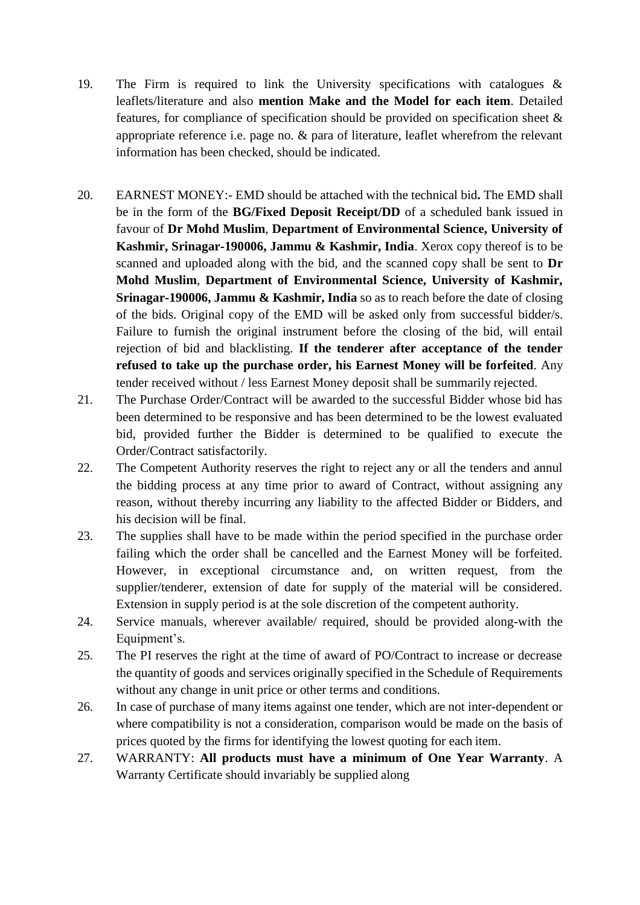19. The Firm is required to link the University specifications with catalogues & leaflets/literature and also **mention Make and the Model for each item**. Detailed features, for compliance of specification should be provided on specification sheet & appropriate reference i.e. page no. & para of literature, leaflet wherefrom the relevant information has been checked, should be indicated.

20. EARNEST MONEY:- EMD should be attached with the technical bid**.** The EMD shall be in the form of the **BG/Fixed Deposit Receipt/DD** of a scheduled bank issued in favour of **Dr Mohd Muslim**, **Department of Environmental Science, University of Kashmir, Srinagar-190006, Jammu & Kashmir, India**. Xerox copy thereof is to be scanned and uploaded along with the bid, and the scanned copy shall be sent to **Dr Mohd Muslim**, **Department of Environmental Science, University of Kashmir, Srinagar-190006, Jammu & Kashmir, India** so as to reach before the date of closing of the bids. Original copy of the EMD will be asked only from successful bidder/s. Failure to furnish the original instrument before the closing of the bid, will entail rejection of bid and blacklisting. **If the tenderer after acceptance of the tender refused to take up the purchase order, his Earnest Money will be forfeited**. Any tender received without / less Earnest Money deposit shall be summarily rejected.

21. The Purchase Order/Contract will be awarded to the successful Bidder whose bid has been determined to be responsive and has been determined to be the lowest evaluated bid, provided further the Bidder is determined to be qualified to execute the Order/Contract satisfactorily.

22. The Competent Authority reserves the right to reject any or all the tenders and annul the bidding process at any time prior to award of Contract, without assigning any reason, without thereby incurring any liability to the affected Bidder or Bidders, and his decision will be final.

23. The supplies shall have to be made within the period specified in the purchase order failing which the order shall be cancelled and the Earnest Money will be forfeited. However, in exceptional circumstance and, on written request, from the supplier/tenderer, extension of date for supply of the material will be considered. Extension in supply period is at the sole discretion of the competent authority.

24. Service manuals, wherever available/ required, should be provided along-with the Equipment's.

25. The PI reserves the right at the time of award of PO/Contract to increase or decrease the quantity of goods and services originally specified in the Schedule of Requirements without any change in unit price or other terms and conditions.

26. In case of purchase of many items against one tender, which are not inter-dependent or where compatibility is not a consideration, comparison would be made on the basis of prices quoted by the firms for identifying the lowest quoting for each item.

27. WARRANTY: **All products must have a minimum of One Year Warranty**. A Warranty Certificate should invariably be supplied along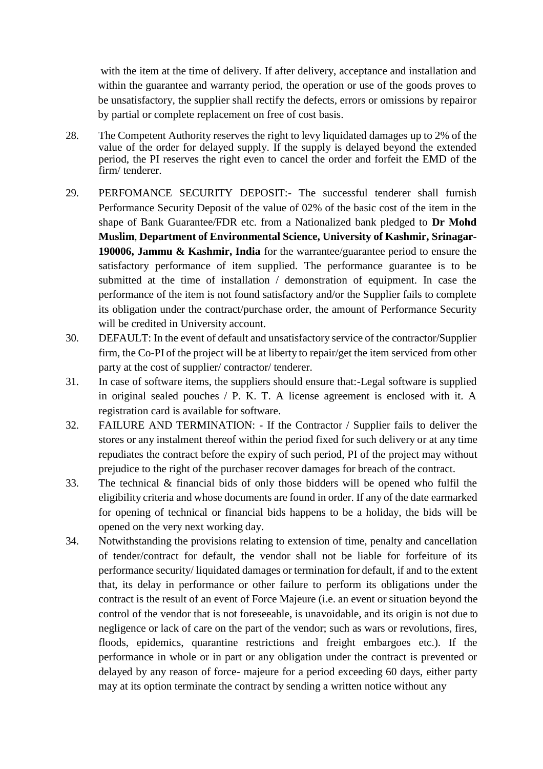with the item at the time of delivery. If after delivery, acceptance and installation and within the guarantee and warranty period, the operation or use of the goods proves to be unsatisfactory, the supplier shall rectify the defects, errors or omissions by repairor by partial or complete replacement on free of cost basis.

28. The Competent Authority reserves the right to levy liquidated damages up to 2% of the value of the order for delayed supply. If the supply is delayed beyond the extended period, the PI reserves the right even to cancel the order and forfeit the EMD of the firm/ tenderer.

29. PERFOMANCE SECURITY DEPOSIT:- The successful tenderer shall furnish Performance Security Deposit of the value of 02% of the basic cost of the item in the shape of Bank Guarantee/FDR etc. from a Nationalized bank pledged to **Dr Mohd Muslim**, **Department of Environmental Science, University of Kashmir, Srinagar-190006, Jammu & Kashmir, India** for the warrantee/guarantee period to ensure the satisfactory performance of item supplied. The performance guarantee is to be submitted at the time of installation / demonstration of equipment. In case the performance of the item is not found satisfactory and/or the Supplier fails to complete its obligation under the contract/purchase order, the amount of Performance Security will be credited in University account.

30. DEFAULT: In the event of default and unsatisfactory service of the contractor/Supplier firm, the Co-PI of the project will be at liberty to repair/get the item serviced from other party at the cost of supplier/ contractor/ tenderer.

31. In case of software items, the suppliers should ensure that:-Legal software is supplied in original sealed pouches / P. K. T. A license agreement is enclosed with it. A registration card is available for software.

32. FAILURE AND TERMINATION: - If the Contractor / Supplier fails to deliver the stores or any instalment thereof within the period fixed for such delivery or at any time repudiates the contract before the expiry of such period, PI of the project may without prejudice to the right of the purchaser recover damages for breach of the contract.

33. The technical & financial bids of only those bidders will be opened who fulfil the eligibility criteria and whose documents are found in order. If any of the date earmarked for opening of technical or financial bids happens to be a holiday, the bids will be opened on the very next working day.

34. Notwithstanding the provisions relating to extension of time, penalty and cancellation of tender/contract for default, the vendor shall not be liable for forfeiture of its performance security/ liquidated damages or termination for default, if and to the extent that, its delay in performance or other failure to perform its obligations under the contract is the result of an event of Force Majeure (i.e. an event or situation beyond the control of the vendor that is not foreseeable, is unavoidable, and its origin is not due to negligence or lack of care on the part of the vendor; such as wars or revolutions, fires, floods, epidemics, quarantine restrictions and freight embargoes etc.). If the performance in whole or in part or any obligation under the contract is prevented or delayed by any reason of force- majeure for a period exceeding 60 days, either party may at its option terminate the contract by sending a written notice without any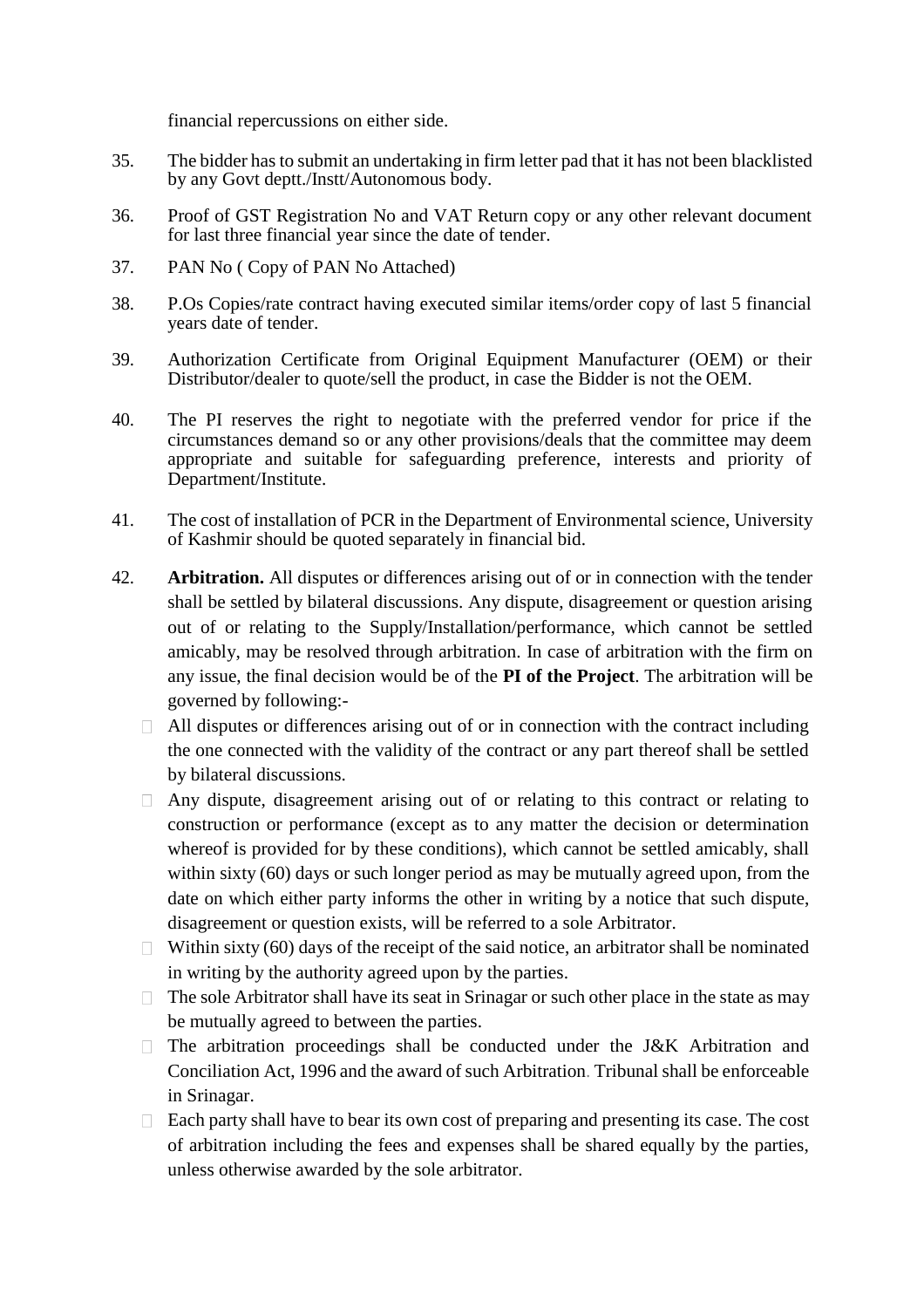financial repercussions on either side.

35. The bidder has to submit an undertaking in firm letter pad that it has not been blacklisted by any Govt deptt./Instt/Autonomous body.

36. Proof of GST Registration No and VAT Return copy or any other relevant document for last three financial year since the date of tender.

37. PAN No ( Copy of PAN No Attached)

38. P.Os Copies/rate contract having executed similar items/order copy of last 5 financial years date of tender.

39. Authorization Certificate from Original Equipment Manufacturer (OEM) or their Distributor/dealer to quote/sell the product, in case the Bidder is not the OEM.

40. The PI reserves the right to negotiate with the preferred vendor for price if the circumstances demand so or any other provisions/deals that the committee may deem appropriate and suitable for safeguarding preference, interests and priority of Department/Institute.

41. The cost of installation of PCR in the Department of Environmental science, University of Kashmir should be quoted separately in financial bid.

42. **Arbitration.** All disputes or differences arising out of or in connection with the tender shall be settled by bilateral discussions. Any dispute, disagreement or question arising out of or relating to the Supply/Installation/performance, which cannot be settled amicably, may be resolved through arbitration. In case of arbitration with the firm on any issue, the final decision would be of the **PI of the Project**. The arbitration will be governed by following:-
    - All disputes or differences arising out of or in connection with the contract including the one connected with the validity of the contract or any part thereof shall be settled by bilateral discussions.
    - Any dispute, disagreement arising out of or relating to this contract or relating to construction or performance (except as to any matter the decision or determination whereof is provided for by these conditions), which cannot be settled amicably, shall within sixty (60) days or such longer period as may be mutually agreed upon, from the date on which either party informs the other in writing by a notice that such dispute, disagreement or question exists, will be referred to a sole Arbitrator.
    - Within sixty (60) days of the receipt of the said notice, an arbitrator shall be nominated in writing by the authority agreed upon by the parties.
    - The sole Arbitrator shall have its seat in Srinagar or such other place in the state as may be mutually agreed to between the parties.
    - The arbitration proceedings shall be conducted under the J&K Arbitration and Conciliation Act, 1996 and the award of such Arbitration. Tribunal shall be enforceable in Srinagar.
    - Each party shall have to bear its own cost of preparing and presenting its case. The cost of arbitration including the fees and expenses shall be shared equally by the parties, unless otherwise awarded by the sole arbitrator.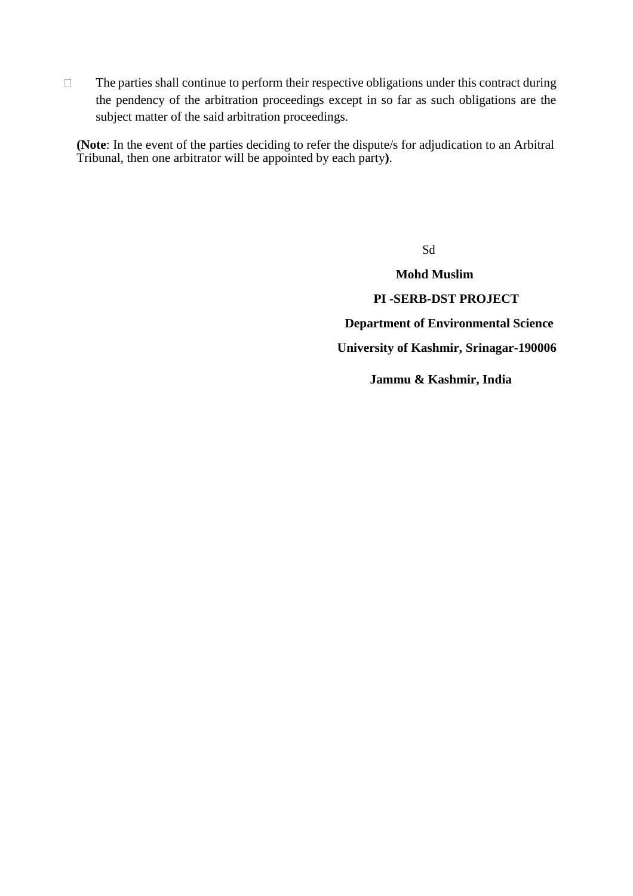- The parties shall continue to perform their respective obligations under this contract during the pendency of the arbitration proceedings except in so far as such obligations are the subject matter of the said arbitration proceedings.

**(Note**: In the event of the parties deciding to refer the dispute/s for adjudication to an Arbitral Tribunal, then one arbitrator will be appointed by each party**)**.

Sd

**Mohd Muslim**

**PI -SERB-DST PROJECT**

**Department of Environmental Science**

**University of Kashmir, Srinagar-190006**

**Jammu & Kashmir, India**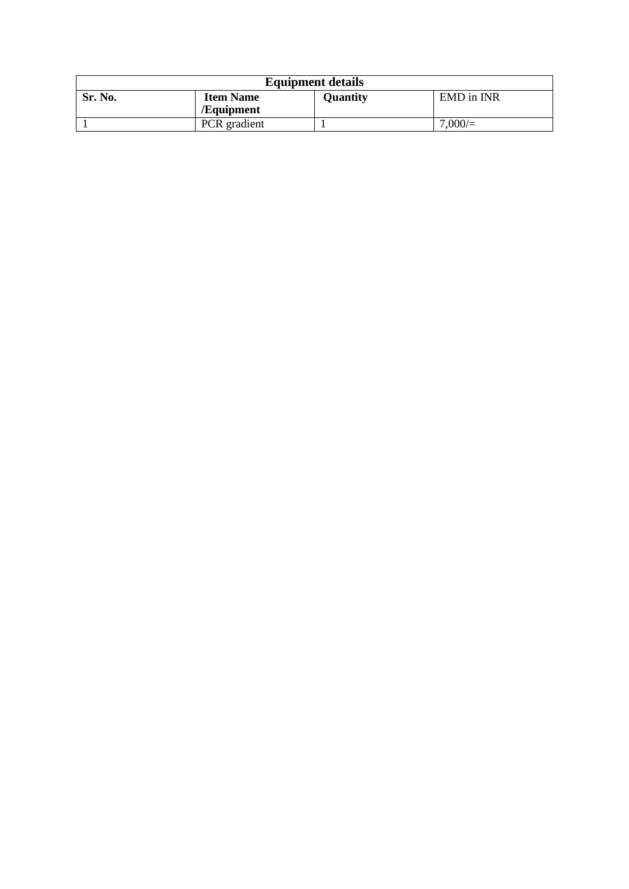| **Equipment details** | | | |
|---|---|---|---|
| **Sr. No.** | **Item Name /Equipment** | **Quantity** | EMD in INR |
| 1 | PCR gradient | 1 | 7,000/= |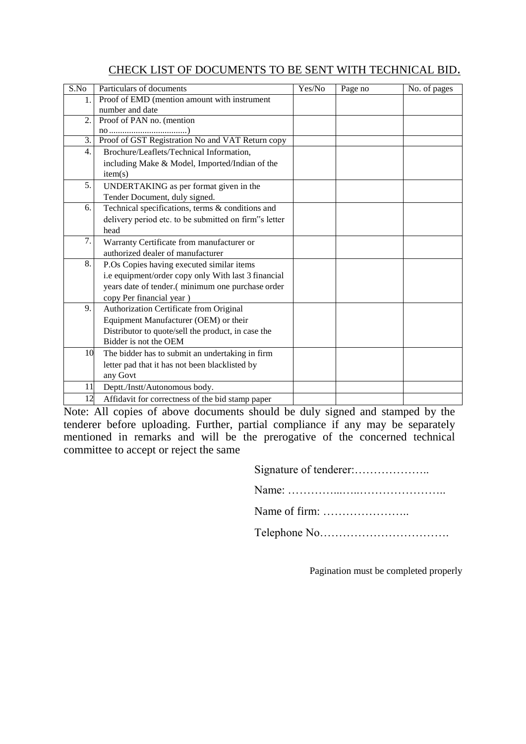## CHECK LIST OF DOCUMENTS TO BE SENT WITH TECHNICAL BID.

| S.No | Particulars of documents | Yes/No | Page no | No. of pages |
|---|---|---|---|---|
| 1. | Proof of EMD (mention amount with instrument number and date | | | |
| 2. | Proof of PAN no. (mention no ..................................) | | | |
| 3. | Proof of GST Registration No and VAT Return copy | | | |
| 4. | Brochure/Leaflets/Technical Information, including Make & Model, Imported/Indian of the item(s) | | | |
| 5. | UNDERTAKING as per format given in the Tender Document, duly signed. | | | |
| 6. | Technical specifications, terms & conditions and delivery period etc. to be submitted on firm"s letter head | | | |
| 7. | Warranty Certificate from manufacturer or authorized dealer of manufacturer | | | |
| 8. | P.Os Copies having executed similar items i.e equipment/order copy only With last 3 financial years date of tender.( minimum one purchase order copy Per financial year ) | | | |
| 9. | Authorization Certificate from Original Equipment Manufacturer (OEM) or their Distributor to quote/sell the product, in case the Bidder is not the OEM | | | |
| 10 | The bidder has to submit an undertaking in firm letter pad that it has not been blacklisted by any Govt | | | |
| 11 | Deptt./Instt/Autonomous body. | | | |
| 12 | Affidavit for correctness of the bid stamp paper | | | |

Note: All copies of above documents should be duly signed and stamped by the tenderer before uploading. Further, partial compliance if any may be separately mentioned in remarks and will be the prerogative of the concerned technical committee to accept or reject the same

Signature of tenderer:………………..

Name: …………..….……………………..

Name of firm: …………………..

Telephone No…………………………….

Pagination must be completed properly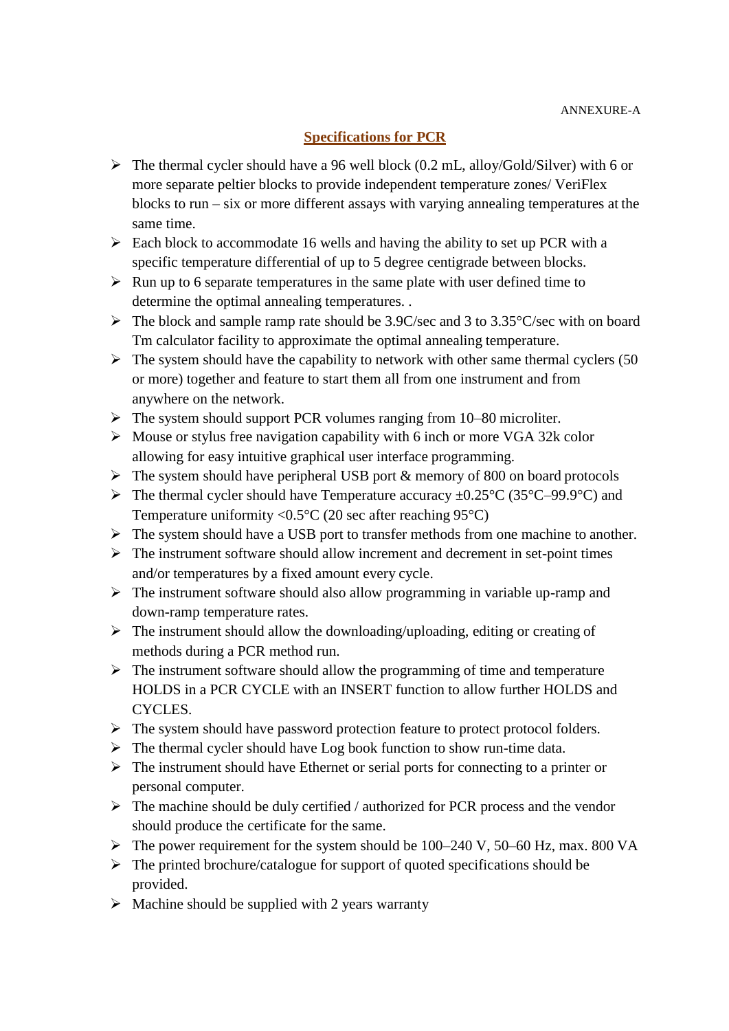ANNEXURE-A

## Specifications for PCR

- The thermal cycler should have a 96 well block (0.2 mL, alloy/Gold/Silver) with 6 or more separate peltier blocks to provide independent temperature zones/ VeriFlex blocks to run – six or more different assays with varying annealing temperatures at the same time.
- Each block to accommodate 16 wells and having the ability to set up PCR with a specific temperature differential of up to 5 degree centigrade between blocks.
- Run up to 6 separate temperatures in the same plate with user defined time to determine the optimal annealing temperatures. .
- The block and sample ramp rate should be 3.9C/sec and 3 to 3.35°C/sec with on board Tm calculator facility to approximate the optimal annealing temperature.
- The system should have the capability to network with other same thermal cyclers (50 or more) together and feature to start them all from one instrument and from anywhere on the network.
- The system should support PCR volumes ranging from 10–80 microliter.
- Mouse or stylus free navigation capability with 6 inch or more VGA 32k color allowing for easy intuitive graphical user interface programming.
- The system should have peripheral USB port & memory of 800 on board protocols
- The thermal cycler should have Temperature accuracy ±0.25°C (35°C–99.9°C) and Temperature uniformity <0.5°C (20 sec after reaching 95°C)
- The system should have a USB port to transfer methods from one machine to another.
- The instrument software should allow increment and decrement in set-point times and/or temperatures by a fixed amount every cycle.
- The instrument software should also allow programming in variable up-ramp and down-ramp temperature rates.
- The instrument should allow the downloading/uploading, editing or creating of methods during a PCR method run.
- The instrument software should allow the programming of time and temperature HOLDS in a PCR CYCLE with an INSERT function to allow further HOLDS and CYCLES.
- The system should have password protection feature to protect protocol folders.
- The thermal cycler should have Log book function to show run-time data.
- The instrument should have Ethernet or serial ports for connecting to a printer or personal computer.
- The machine should be duly certified / authorized for PCR process and the vendor should produce the certificate for the same.
- The power requirement for the system should be 100–240 V, 50–60 Hz, max. 800 VA
- The printed brochure/catalogue for support of quoted specifications should be provided.
- Machine should be supplied with 2 years warranty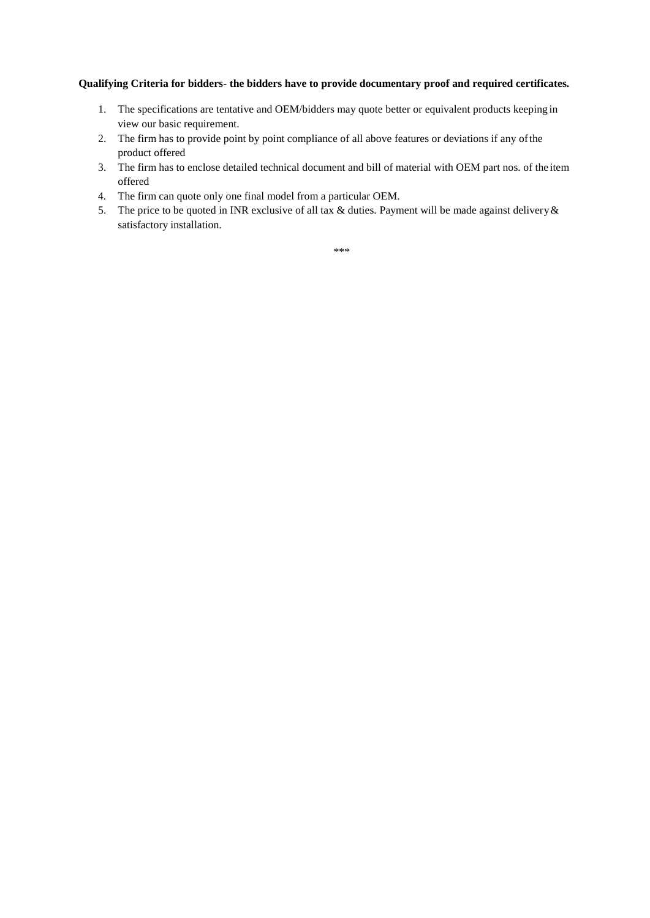**Qualifying Criteria for bidders- the bidders have to provide documentary proof and required certificates.**

1. The specifications are tentative and OEM/bidders may quote better or equivalent products keeping in view our basic requirement.
2. The firm has to provide point by point compliance of all above features or deviations if any of the product offered
3. The firm has to enclose detailed technical document and bill of material with OEM part nos. of the item offered
4. The firm can quote only one final model from a particular OEM.
5. The price to be quoted in INR exclusive of all tax & duties. Payment will be made against delivery & satisfactory installation.

***